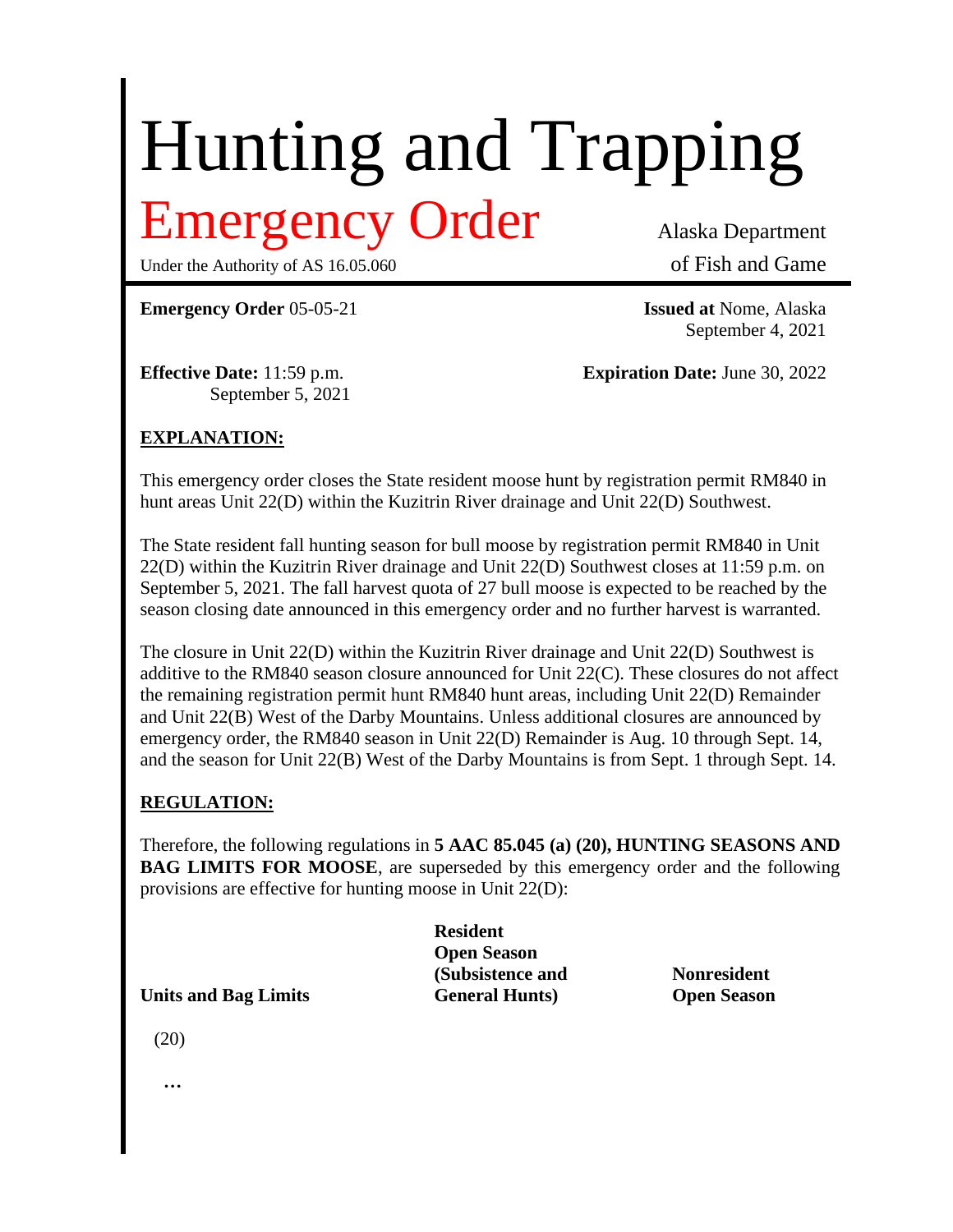# Hunting and Trapping

## Emergency Order

Under the Authority of AS 16.05.060

Alaska Department of Fish and Game

**Emergency Order** 05-05-21

**Issued at** Nome, Alaska
September 4, 2021

**Effective Date:** 11:59 p.m.
September 5, 2021

**Expiration Date:** June 30, 2022

**EXPLANATION:**

This emergency order closes the State resident moose hunt by registration permit RM840 in hunt areas Unit 22(D) within the Kuzitrin River drainage and Unit 22(D) Southwest.

The State resident fall hunting season for bull moose by registration permit RM840 in Unit 22(D) within the Kuzitrin River drainage and Unit 22(D) Southwest closes at 11:59 p.m. on September 5, 2021. The fall harvest quota of 27 bull moose is expected to be reached by the season closing date announced in this emergency order and no further harvest is warranted.

The closure in Unit 22(D) within the Kuzitrin River drainage and Unit 22(D) Southwest is additive to the RM840 season closure announced for Unit 22(C). These closures do not affect the remaining registration permit hunt RM840 hunt areas, including Unit 22(D) Remainder and Unit 22(B) West of the Darby Mountains. Unless additional closures are announced by emergency order, the RM840 season in Unit 22(D) Remainder is Aug. 10 through Sept. 14, and the season for Unit 22(B) West of the Darby Mountains is from Sept. 1 through Sept. 14.

**REGULATION:**

Therefore, the following regulations in **5 AAC 85.045 (a) (20), HUNTING SEASONS AND BAG LIMITS FOR MOOSE**, are superseded by this emergency order and the following provisions are effective for hunting moose in Unit 22(D):

| Units and Bag Limits | Resident Open Season (Subsistence and General Hunts) | Nonresident Open Season |
|---|---|---|
| (20) | | |
| ... | | |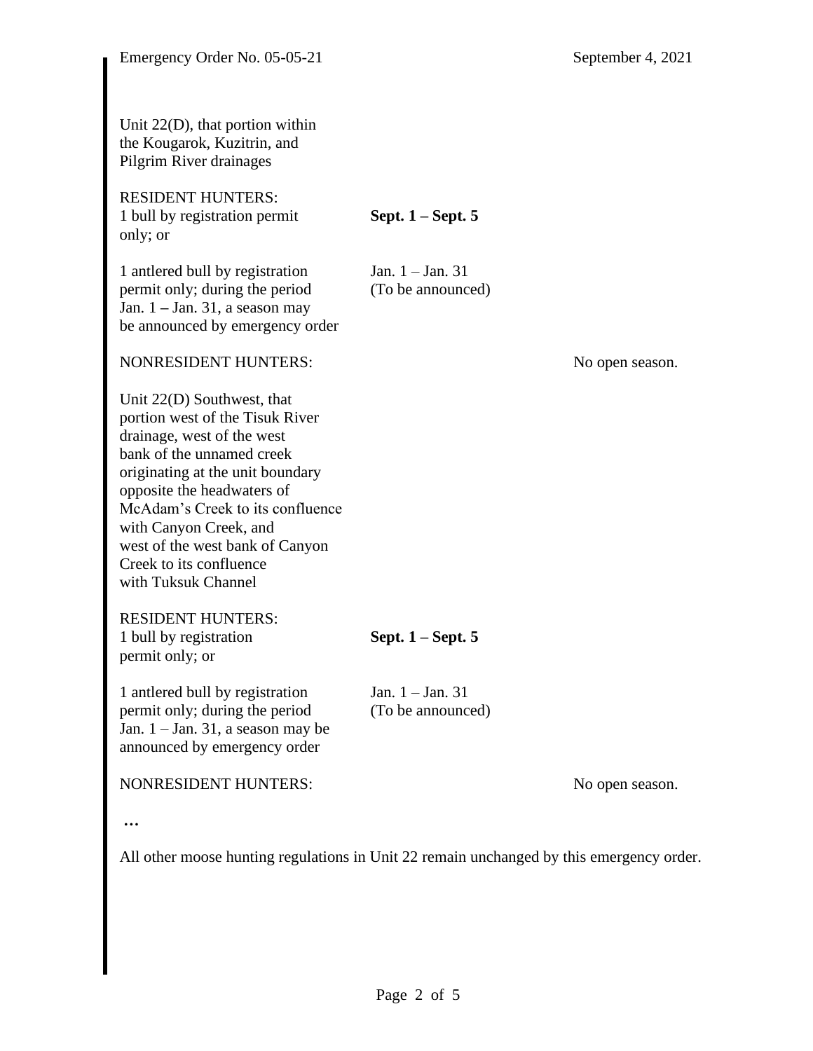Unit 22(D), that portion within the Kougarok, Kuzitrin, and Pilgrim River drainages

| | | |
|---|---|---|
| RESIDENT HUNTERS: 1 bull by registration permit only; or | **Sept. 1 – Sept. 5** | |
| 1 antlered bull by registration permit only; during the period Jan. 1 – Jan. 31, a season may be announced by emergency order | Jan. 1 – Jan. 31 (To be announced) | |
| NONRESIDENT HUNTERS: | | No open season. |

Unit 22(D) Southwest, that portion west of the Tisuk River drainage, west of the west bank of the unnamed creek originating at the unit boundary opposite the headwaters of McAdam's Creek to its confluence with Canyon Creek, and west of the west bank of Canyon Creek to its confluence with Tuksuk Channel

| | | |
|---|---|---|
| RESIDENT HUNTERS: 1 bull by registration permit only; or | **Sept. 1 – Sept. 5** | |
| 1 antlered bull by registration permit only; during the period Jan. 1 – Jan. 31, a season may be announced by emergency order | Jan. 1 – Jan. 31 (To be announced) | |
| NONRESIDENT HUNTERS: | | No open season. |

…

All other moose hunting regulations in Unit 22 remain unchanged by this emergency order.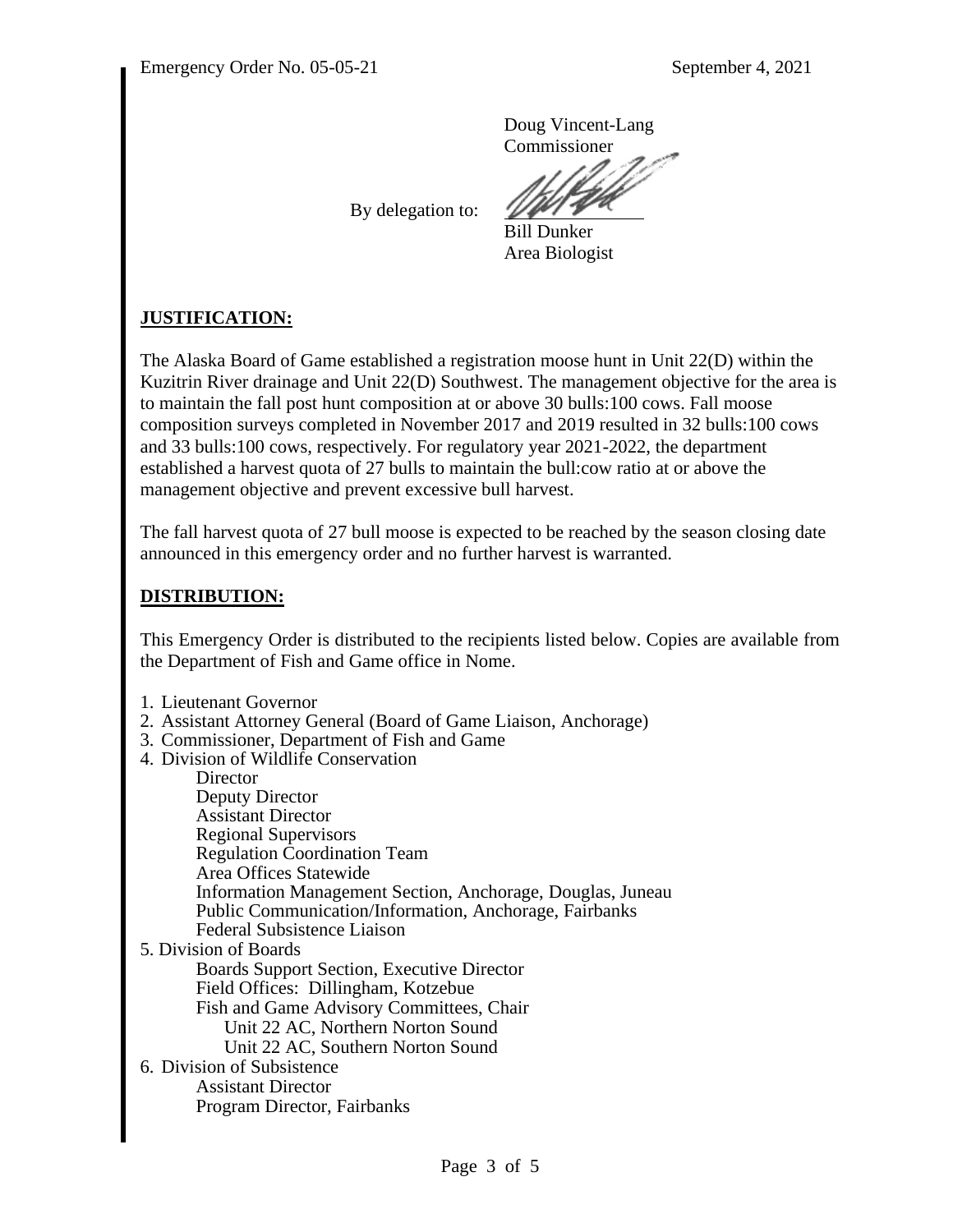Doug Vincent-Lang
Commissioner

By delegation to:

Bill Dunker
Area Biologist

## JUSTIFICATION:

The Alaska Board of Game established a registration moose hunt in Unit 22(D) within the Kuzitrin River drainage and Unit 22(D) Southwest. The management objective for the area is to maintain the fall post hunt composition at or above 30 bulls:100 cows. Fall moose composition surveys completed in November 2017 and 2019 resulted in 32 bulls:100 cows and 33 bulls:100 cows, respectively. For regulatory year 2021-2022, the department established a harvest quota of 27 bulls to maintain the bull:cow ratio at or above the management objective and prevent excessive bull harvest.

The fall harvest quota of 27 bull moose is expected to be reached by the season closing date announced in this emergency order and no further harvest is warranted.

## DISTRIBUTION:

This Emergency Order is distributed to the recipients listed below. Copies are available from the Department of Fish and Game office in Nome.

1. Lieutenant Governor
2. Assistant Attorney General (Board of Game Liaison, Anchorage)
3. Commissioner, Department of Fish and Game
4. Division of Wildlife Conservation
   - Director
   - Deputy Director
   - Assistant Director
   - Regional Supervisors
   - Regulation Coordination Team
   - Area Offices Statewide
   - Information Management Section, Anchorage, Douglas, Juneau
   - Public Communication/Information, Anchorage, Fairbanks
   - Federal Subsistence Liaison
5. Division of Boards
   - Boards Support Section, Executive Director
   - Field Offices: Dillingham, Kotzebue
   - Fish and Game Advisory Committees, Chair
     - Unit 22 AC, Northern Norton Sound
     - Unit 22 AC, Southern Norton Sound
6. Division of Subsistence
   - Assistant Director
   - Program Director, Fairbanks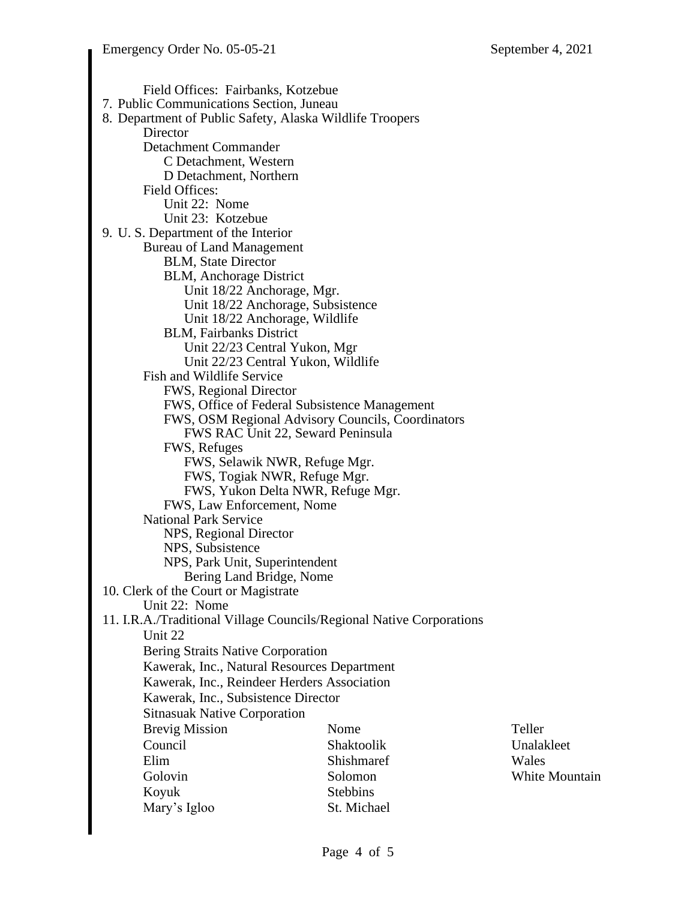Field Offices: Fairbanks, Kotzebue

7. Public Communications Section, Juneau
8. Department of Public Safety, Alaska Wildlife Troopers
    - Director
    - Detachment Commander
        - C Detachment, Western
        - D Detachment, Northern
    - Field Offices:
        - Unit 22: Nome
        - Unit 23: Kotzebue
9. U. S. Department of the Interior
    - Bureau of Land Management
        - BLM, State Director
        - BLM, Anchorage District
            - Unit 18/22 Anchorage, Mgr.
            - Unit 18/22 Anchorage, Subsistence
            - Unit 18/22 Anchorage, Wildlife
        - BLM, Fairbanks District
            - Unit 22/23 Central Yukon, Mgr
            - Unit 22/23 Central Yukon, Wildlife
    - Fish and Wildlife Service
        - FWS, Regional Director
        - FWS, Office of Federal Subsistence Management
        - FWS, OSM Regional Advisory Councils, Coordinators
            - FWS RAC Unit 22, Seward Peninsula
        - FWS, Refuges
            - FWS, Selawik NWR, Refuge Mgr.
            - FWS, Togiak NWR, Refuge Mgr.
            - FWS, Yukon Delta NWR, Refuge Mgr.
        - FWS, Law Enforcement, Nome
    - National Park Service
        - NPS, Regional Director
        - NPS, Subsistence
        - NPS, Park Unit, Superintendent
            - Bering Land Bridge, Nome
10. Clerk of the Court or Magistrate
    - Unit 22: Nome
11. I.R.A./Traditional Village Councils/Regional Native Corporations
    - Unit 22
    - Bering Straits Native Corporation
    - Kawerak, Inc., Natural Resources Department
    - Kawerak, Inc., Reindeer Herders Association
    - Kawerak, Inc., Subsistence Director
    - Sitnasuak Native Corporation

| | | |
|---|---|---|
| Brevig Mission | Nome | Teller |
| Council | Shaktoolik | Unalakleet |
| Elim | Shishmaref | Wales |
| Golovin | Solomon | White Mountain |
| Koyuk | Stebbins | |
| Mary's Igloo | St. Michael | |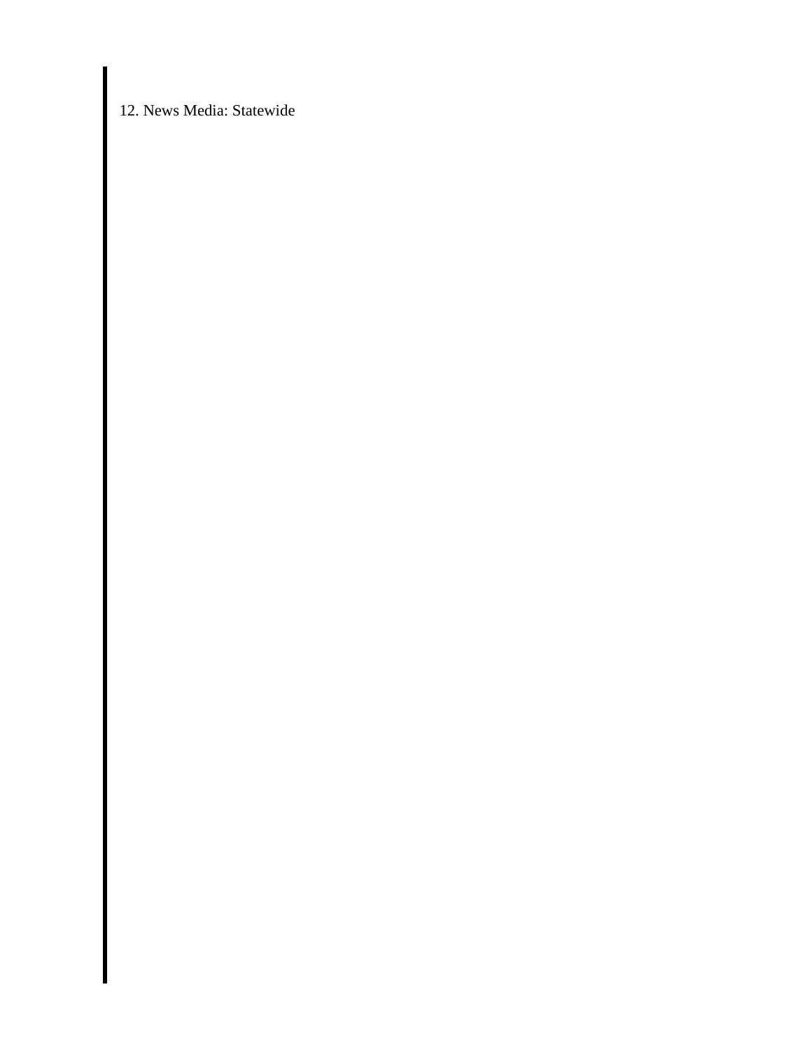12. News Media: Statewide